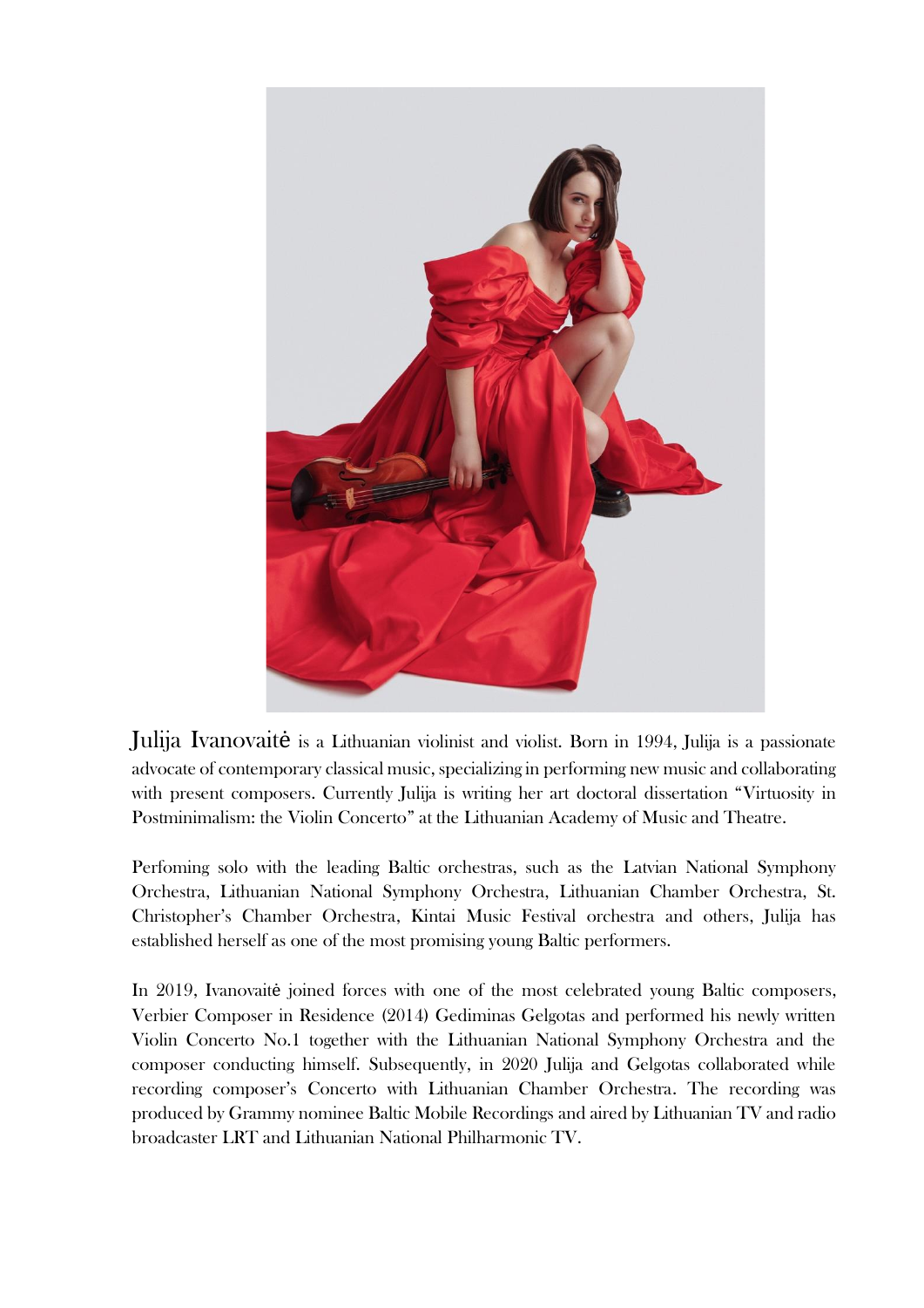Julija Ivanovaitė is a Lithuanian violinist and violist. Born in 1994, Julija is a passionate advocate of contemporary classical music, specializing in performing new music and collaborating with present composers. Currently Julija is writing her art doctoral dissertation "Virtuosity in Postminimalism: the Violin Concerto" at the Lithuanian Academy of Music and Theatre.

Perfoming solo with the leading Baltic orchestras, such as the Latvian National Symphony Orchestra, Lithuanian National Symphony Orchestra, Lithuanian Chamber Orchestra, St. Christopher's Chamber Orchestra, Kintai Music Festival orchestra and others, Julija has established herself as one of the most promising young Baltic performers.

In 2019, Ivanovaitė joined forces with one of the most celebrated young Baltic composers, Verbier Composer in Residence (2014) Gediminas Gelgotas and performed his newly written Violin Concerto No.1 together with the Lithuanian National Symphony Orchestra and the composer conducting himself. Subsequently, in 2020 Julija and Gelgotas collaborated while recording composer's Concerto with Lithuanian Chamber Orchestra. The recording was produced by Grammy nominee Baltic Mobile Recordings and aired by Lithuanian TV and radio broadcaster LRT and Lithuanian National Philharmonic TV.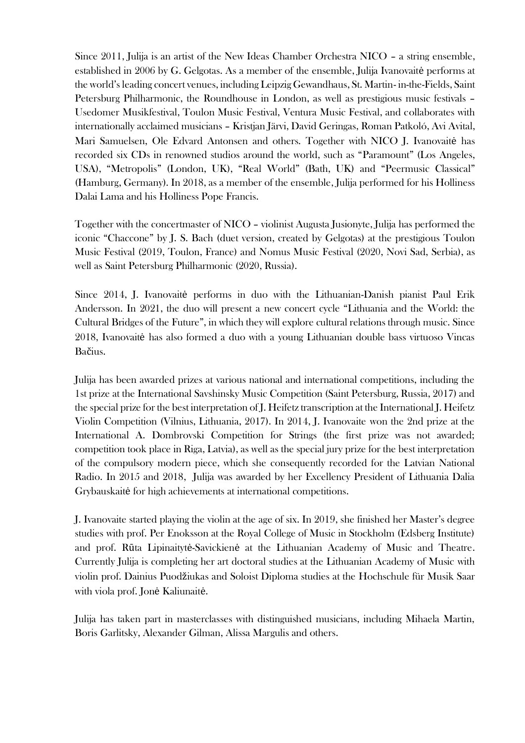Since 2011, Julija is an artist of the New Ideas Chamber Orchestra NICO – a string ensemble, established in 2006 by G. Gelgotas. As a member of the ensemble, Julija Ivanovaitė performs at the world's leading concert venues, including Leipzig Gewandhaus, St. Martin- in-the-Fields, Saint Petersburg Philharmonic, the Roundhouse in London, as well as prestigious music festivals – Usedomer Musikfestival, Toulon Music Festival, Ventura Music Festival, and collaborates with internationally acclaimed musicians – Kristjan Järvi, David Geringas, Roman Patkoló, Avi Avital, Mari Samuelsen, Ole Edvard Antonsen and others. Together with NICO J. Ivanovaitė has recorded six CDs in renowned studios around the world, such as "Paramount" (Los Angeles, USA), "Metropolis" (London, UK), "Real World" (Bath, UK) and "Peermusic Classical" (Hamburg, Germany). In 2018, as a member of the ensemble, Julija performed for his Holliness Dalai Lama and his Holliness Pope Francis.

Together with the concertmaster of NICO – violinist Augusta Jusionyte, Julija has performed the iconic "Chaccone" by J. S. Bach (duet version, created by Gelgotas) at the prestigious Toulon Music Festival (2019, Toulon, France) and Nomus Music Festival (2020, Novi Sad, Serbia), as well as Saint Petersburg Philharmonic (2020, Russia).

Since 2014, J. Ivanovaitė performs in duo with the Lithuanian-Danish pianist Paul Erik Andersson. In 2021, the duo will present a new concert cycle "Lithuania and the World: the Cultural Bridges of the Future", in which they will explore cultural relations through music. Since 2018, Ivanovaitė has also formed a duo with a young Lithuanian double bass virtuoso Vincas Bačius.

Julija has been awarded prizes at various national and international competitions, including the 1st prize at the International Savshinsky Music Competition (Saint Petersburg, Russia, 2017) and the special prize for the best interpretation of J. Heifetz transcription at the International J. Heifetz Violin Competition (Vilnius, Lithuania, 2017). In 2014, J. Ivanovaite won the 2nd prize at the International A. Dombrovski Competition for Strings (the first prize was not awarded; competition took place in Riga, Latvia), as well as the special jury prize for the best interpretation of the compulsory modern piece, which she consequently recorded for the Latvian National Radio. In 2015 and 2018, Julija was awarded by her Excellency President of Lithuania Dalia Grybauskaitė for high achievements at international competitions.

J. Ivanovaite started playing the violin at the age of six. In 2019, she finished her Master's degree studies with prof. Per Enoksson at the Royal College of Music in Stockholm (Edsberg Institute) and prof. Rūta Lipinaitytė-Savickienė at the Lithuanian Academy of Music and Theatre. Currently Julija is completing her art doctoral studies at the Lithuanian Academy of Music with violin prof. Dainius Puodžiukas and Soloist Diploma studies at the Hochschule für Musik Saar with viola prof. Jonė Kaliunaitė.

Julija has taken part in masterclasses with distinguished musicians, including Mihaela Martin, Boris Garlitsky, Alexander Gilman, Alissa Margulis and others.